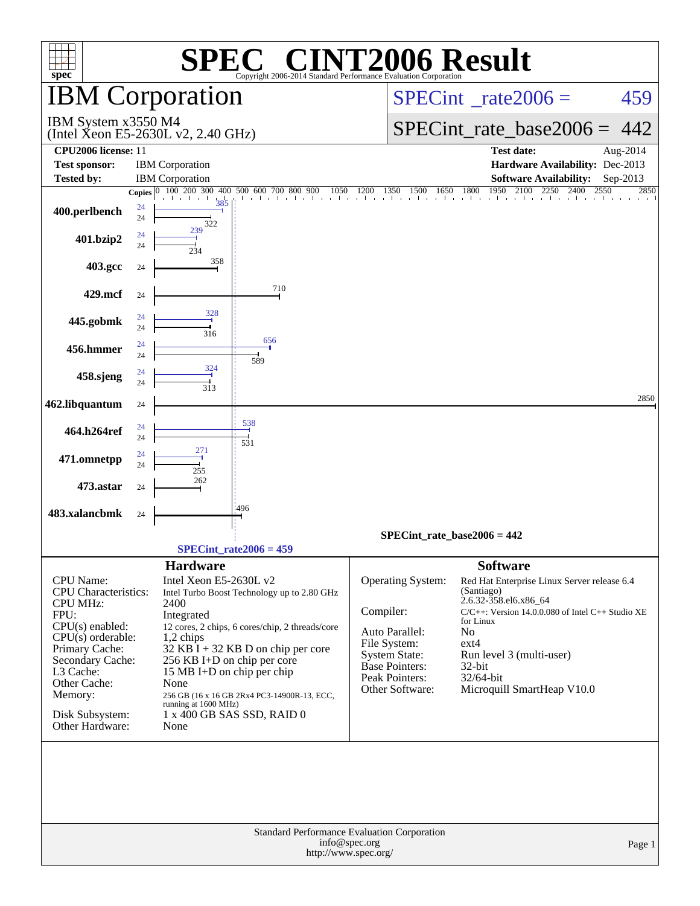# SPEC® CINT2006 Result

Copyright 2006-2014 Standard Performance Evaluation Corporation

## IBM Corporation

IBM System x3550 M4
(Intel Xeon E5-2630L v2, 2.40 GHz)

SPECint_rate2006 = 459

SPECint_rate_base2006 = 442

| | | | |
|---|---|---|---|
| **CPU2006 license:** 11 | | **Test date:** | Aug-2014 |
| **Test sponsor:** | IBM Corporation | **Hardware Availability:** | Dec-2013 |
| **Tested by:** | IBM Corporation | **Software Availability:** | Sep-2013 |

| Benchmark | Copies (Peak) | Peak | Copies (Base) | Base |
|---|---|---|---|---|
| 400.perlbench | 24 | 385 | 24 | 322 |
| 401.bzip2 | 24 | 239 | 24 | 234 |
| 403.gcc | | | 24 | 358 |
| 429.mcf | | | 24 | 710 |
| 445.gobmk | 24 | 328 | 24 | 316 |
| 456.hmmer | 24 | 656 | 24 | 589 |
| 458.sjeng | 24 | 324 | 24 | 313 |
| 462.libquantum | | | 24 | 2850 |
| 464.h264ref | 24 | 538 | 24 | 531 |
| 471.omnetpp | 24 | 271 | 24 | 255 |
| 473.astar | | | 24 | 262 |
| 483.xalancbmk | | | 24 | 496 |

SPECint_rate_base2006 = 442

SPECint_rate2006 = 459

### Hardware

| | |
|---|---|
| CPU Name: | Intel Xeon E5-2630L v2 |
| CPU Characteristics: | Intel Turbo Boost Technology up to 2.80 GHz |
| CPU MHz: | 2400 |
| FPU: | Integrated |
| CPU(s) enabled: | 12 cores, 2 chips, 6 cores/chip, 2 threads/core |
| CPU(s) orderable: | 1,2 chips |
| Primary Cache: | 32 KB I + 32 KB D on chip per core |
| Secondary Cache: | 256 KB I+D on chip per core |
| L3 Cache: | 15 MB I+D on chip per chip |
| Other Cache: | None |
| Memory: | 256 GB (16 x 16 GB 2Rx4 PC3-14900R-13, ECC, running at 1600 MHz) |
| Disk Subsystem: | 1 x 400 GB SAS SSD, RAID 0 |
| Other Hardware: | None |

### Software

| | |
|---|---|
| Operating System: | Red Hat Enterprise Linux Server release 6.4 (Santiago) 2.6.32-358.el6.x86_64 |
| Compiler: | C/C++: Version 14.0.0.080 of Intel C++ Studio XE for Linux |
| Auto Parallel: | No |
| File System: | ext4 |
| System State: | Run level 3 (multi-user) |
| Base Pointers: | 32-bit |
| Peak Pointers: | 32/64-bit |
| Other Software: | Microquill SmartHeap V10.0 |

Standard Performance Evaluation Corporation
info@spec.org
http://www.spec.org/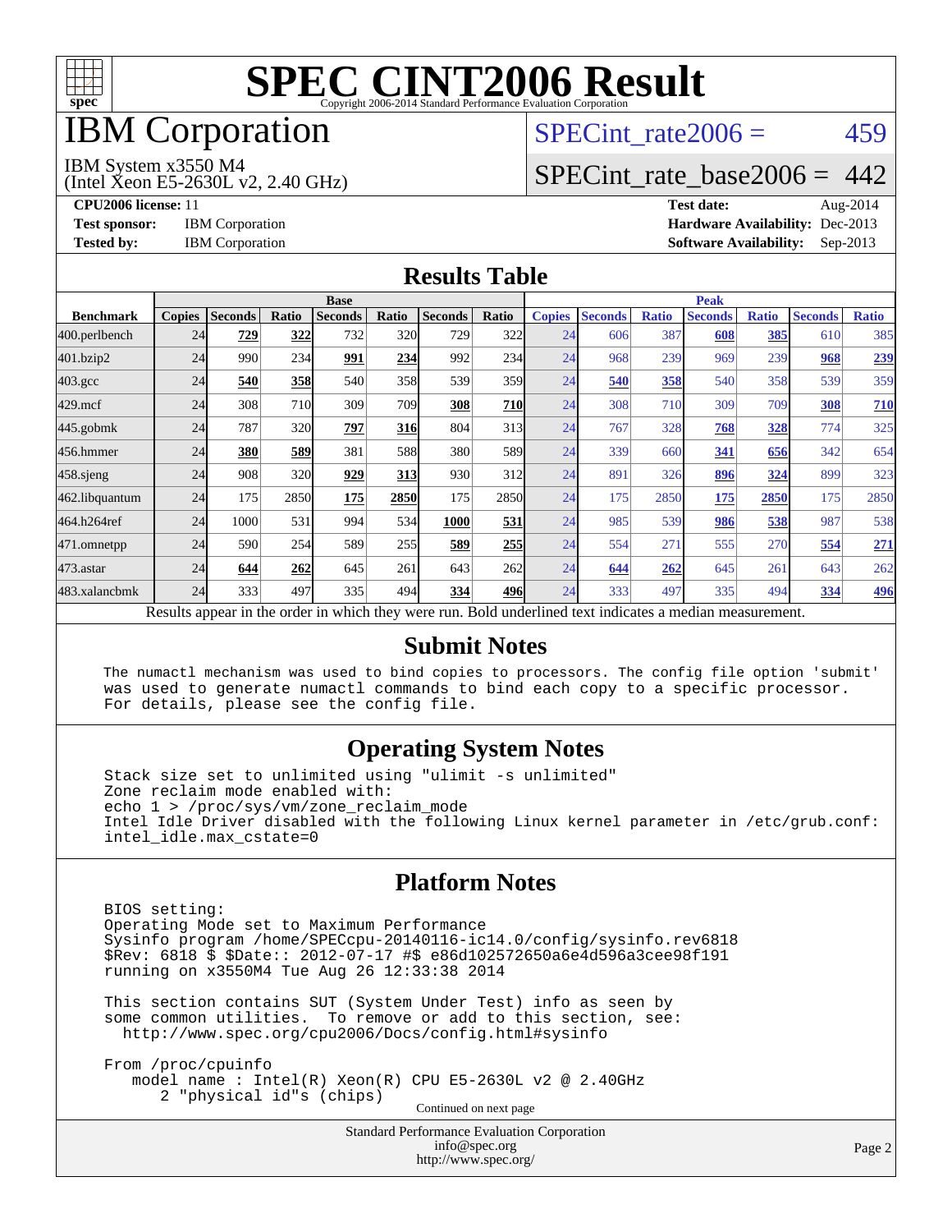# SPEC CINT2006 Result

Copyright 2006-2014 Standard Performance Evaluation Corporation

# IBM Corporation

IBM System x3550 M4
(Intel Xeon E5-2630L v2, 2.40 GHz)

SPECint_rate2006 = 459

SPECint_rate_base2006 = 442

**CPU2006 license:** 11
**Test sponsor:** IBM Corporation
**Tested by:** IBM Corporation

**Test date:** Aug-2014
**Hardware Availability:** Dec-2013
**Software Availability:** Sep-2013

## Results Table

| Benchmark | Base | | | | | | | Peak | | | | | | |
|---|---|---|---|---|---|---|---|---|---|---|---|---|---|---|
| | Copies | Seconds | Ratio | Seconds | Ratio | Seconds | Ratio | Copies | Seconds | Ratio | Seconds | Ratio | Seconds | Ratio |
| 400.perlbench | 24 | **729** | **322** | 732 | 320 | 729 | 322 | 24 | 606 | 387 | **608** | **385** | 610 | 385 |
| 401.bzip2 | 24 | 990 | 234 | **991** | **234** | 992 | 234 | 24 | 968 | 239 | 969 | 239 | **968** | **239** |
| 403.gcc | 24 | **540** | **358** | 540 | 358 | 539 | 359 | 24 | **540** | **358** | 540 | 358 | 539 | 359 |
| 429.mcf | 24 | 308 | 710 | 309 | 709 | **308** | **710** | 24 | 308 | 710 | 309 | 709 | **308** | **710** |
| 445.gobmk | 24 | 787 | 320 | **797** | **316** | 804 | 313 | 24 | 767 | 328 | **768** | **328** | 774 | 325 |
| 456.hmmer | 24 | **380** | **589** | 381 | 588 | 380 | 589 | 24 | 339 | 660 | **341** | **656** | 342 | 654 |
| 458.sjeng | 24 | 908 | 320 | **929** | **313** | 930 | 312 | 24 | 891 | 326 | **896** | **324** | 899 | 323 |
| 462.libquantum | 24 | 175 | 2850 | **175** | **2850** | 175 | 2850 | 24 | 175 | 2850 | **175** | **2850** | 175 | 2850 |
| 464.h264ref | 24 | 1000 | 531 | 994 | 534 | **1000** | **531** | 24 | 985 | 539 | **986** | **538** | 987 | 538 |
| 471.omnetpp | 24 | 590 | 254 | 589 | 255 | **589** | **255** | 24 | 554 | 271 | 555 | 270 | **554** | **271** |
| 473.astar | 24 | **644** | **262** | 645 | 261 | 643 | 262 | 24 | **644** | **262** | 645 | 261 | 643 | 262 |
| 483.xalancbmk | 24 | 333 | 497 | 335 | 494 | **334** | **496** | 24 | 333 | 497 | 335 | 494 | **334** | **496** |

Results appear in the order in which they were run. Bold underlined text indicates a median measurement.

## Submit Notes

```
The numactl mechanism was used to bind copies to processors. The config file option 'submit'
was used to generate numactl commands to bind each copy to a specific processor.
For details, please see the config file.
```

## Operating System Notes

```
Stack size set to unlimited using "ulimit -s unlimited"
Zone reclaim mode enabled with:
echo 1 > /proc/sys/vm/zone_reclaim_mode
Intel Idle Driver disabled with the following Linux kernel parameter in /etc/grub.conf:
intel_idle.max_cstate=0
```

## Platform Notes

```
BIOS setting:
Operating Mode set to Maximum Performance
Sysinfo program /home/SPECcpu-20140116-ic14.0/config/sysinfo.rev6818
$Rev: 6818 $ $Date:: 2012-07-17 #$ e86d102572650a6e4d596a3cee98f191
running on x3550M4 Tue Aug 26 12:33:38 2014

This section contains SUT (System Under Test) info as seen by
some common utilities.  To remove or add to this section, see:
  http://www.spec.org/cpu2006/Docs/config.html#sysinfo

From /proc/cpuinfo
   model name : Intel(R) Xeon(R) CPU E5-2630L v2 @ 2.40GHz
      2 "physical id"s (chips)
```

Continued on next page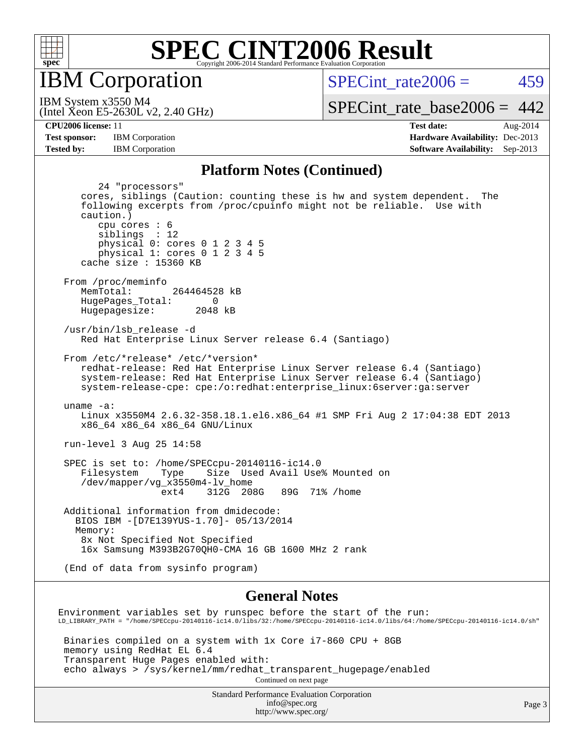# SPEC CINT2006 Result

## IBM Corporation

IBM System x3550 M4
(Intel Xeon E5-2630L v2, 2.40 GHz)

SPECint_rate2006 = 459

SPECint_rate_base2006 = 442

| | | | |
|---|---|---|---|
| **CPU2006 license:** 11 | | **Test date:** | Aug-2014 |
| **Test sponsor:** | IBM Corporation | **Hardware Availability:** | Dec-2013 |
| **Tested by:** | IBM Corporation | **Software Availability:** | Sep-2013 |

### Platform Notes (Continued)

```
        24 "processors"
     cores, siblings (Caution: counting these is hw and system dependent.  The
     following excerpts from /proc/cpuinfo might not be reliable.  Use with
     caution.)
        cpu cores : 6
        siblings  : 12
        physical 0: cores 0 1 2 3 4 5
        physical 1: cores 0 1 2 3 4 5
     cache size : 15360 KB

  From /proc/meminfo
     MemTotal:       264464528 kB
     HugePages_Total:       0
     Hugepagesize:       2048 kB

  /usr/bin/lsb_release -d
     Red Hat Enterprise Linux Server release 6.4 (Santiago)

  From /etc/*release* /etc/*version*
     redhat-release: Red Hat Enterprise Linux Server release 6.4 (Santiago)
     system-release: Red Hat Enterprise Linux Server release 6.4 (Santiago)
     system-release-cpe: cpe:/o:redhat:enterprise_linux:6server:ga:server

  uname -a:
     Linux x3550M4 2.6.32-358.18.1.el6.x86_64 #1 SMP Fri Aug 2 17:04:38 EDT 2013
     x86_64 x86_64 x86_64 GNU/Linux

  run-level 3 Aug 25 14:58

  SPEC is set to: /home/SPECcpu-20140116-ic14.0
     Filesystem    Type    Size  Used Avail Use% Mounted on
     /dev/mapper/vg_x3550m4-lv_home
                   ext4    312G  208G   89G  71% /home

  Additional information from dmidecode:
    BIOS IBM -[D7E139YUS-1.70]- 05/13/2014
    Memory:
     8x Not Specified Not Specified
     16x Samsung M393B2G70QH0-CMA 16 GB 1600 MHz 2 rank

  (End of data from sysinfo program)
```

### General Notes

```
 Environment variables set by runspec before the start of the run:
 LD_LIBRARY_PATH = "/home/SPECcpu-20140116-ic14.0/libs/32:/home/SPECcpu-20140116-ic14.0/libs/64:/home/SPECcpu-20140116-ic14.0/sh"

  Binaries compiled on a system with 1x Core i7-860 CPU + 8GB
  memory using RedHat EL 6.4
  Transparent Huge Pages enabled with:
  echo always > /sys/kernel/mm/redhat_transparent_hugepage/enabled
```

Continued on next page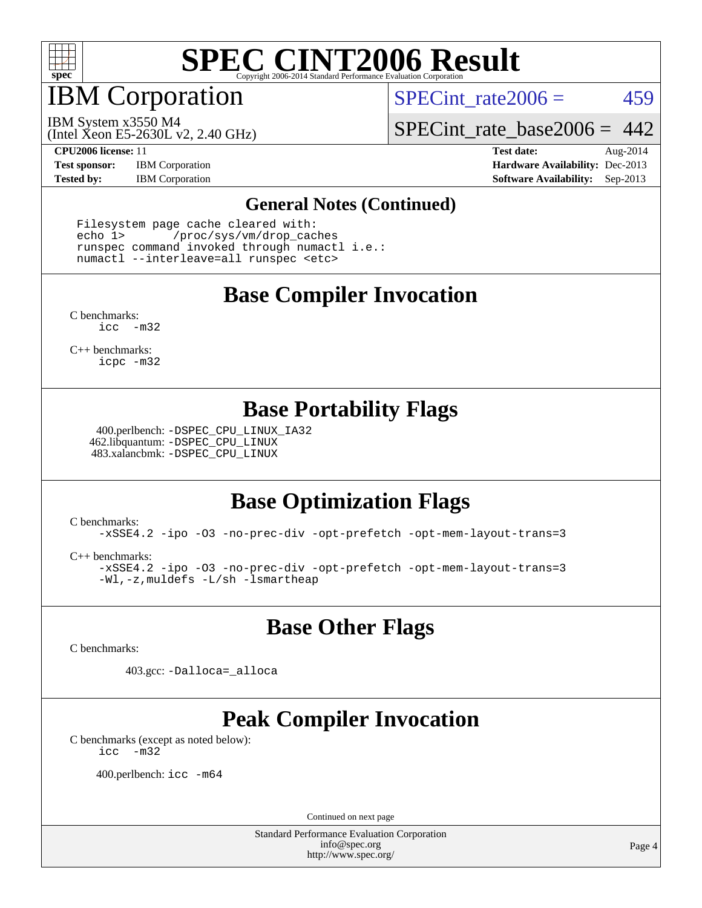# SPEC CINT2006 Result

## IBM Corporation

IBM System x3550 M4
(Intel Xeon E5-2630L v2, 2.40 GHz)

SPECint_rate2006 = 459

SPECint_rate_base2006 = 442

**CPU2006 license:** 11
**Test sponsor:** IBM Corporation
**Tested by:** IBM Corporation

**Test date:** Aug-2014
**Hardware Availability:** Dec-2013
**Software Availability:** Sep-2013

### General Notes (Continued)

```
Filesystem page cache cleared with:
echo 1>       /proc/sys/vm/drop_caches
runspec command invoked through numactl i.e.:
numactl --interleave=all runspec <etc>
```

### Base Compiler Invocation

C benchmarks:
`icc -m32`

C++ benchmarks:
`icpc -m32`

### Base Portability Flags

400.perlbench: `-DSPEC_CPU_LINUX_IA32`
462.libquantum: `-DSPEC_CPU_LINUX`
483.xalancbmk: `-DSPEC_CPU_LINUX`

### Base Optimization Flags

C benchmarks:
`-xSSE4.2 -ipo -O3 -no-prec-div -opt-prefetch -opt-mem-layout-trans=3`

C++ benchmarks:
`-xSSE4.2 -ipo -O3 -no-prec-div -opt-prefetch -opt-mem-layout-trans=3 -Wl,-z,muldefs -L/sh -lsmartheap`

### Base Other Flags

C benchmarks:

403.gcc: `-Dalloca=_alloca`

### Peak Compiler Invocation

C benchmarks (except as noted below):
`icc -m32`

400.perlbench: `icc -m64`

Continued on next page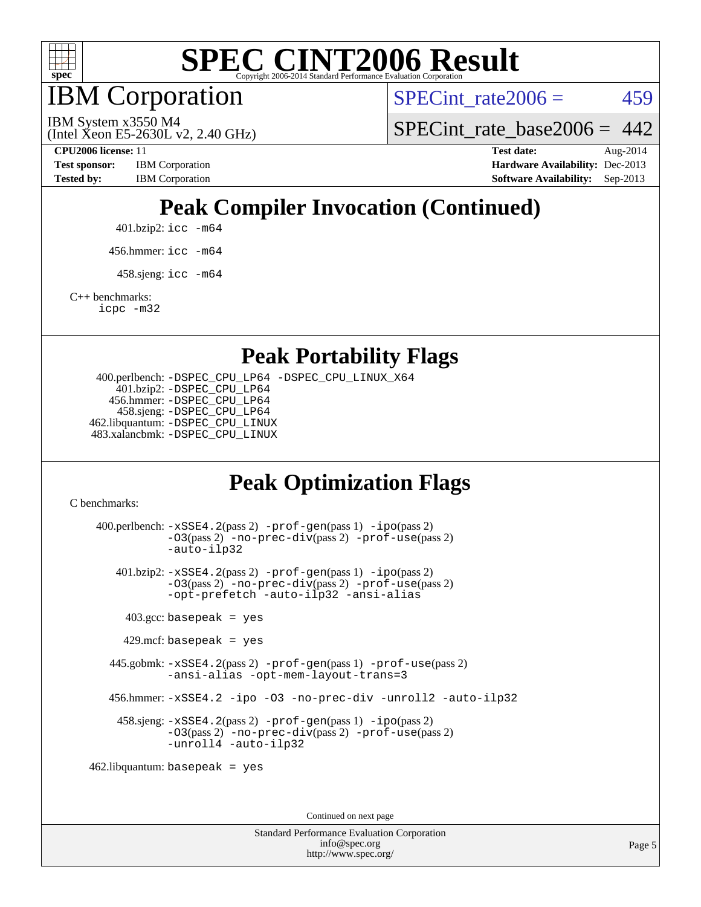# SPEC CINT2006 Result

Copyright 2006-2014 Standard Performance Evaluation Corporation

## IBM Corporation

IBM System x3550 M4
(Intel Xeon E5-2630L v2, 2.40 GHz)

SPECint_rate2006 = 459

SPECint_rate_base2006 = 442

**CPU2006 license:** 11
**Test sponsor:** IBM Corporation
**Tested by:** IBM Corporation

**Test date:** Aug-2014
**Hardware Availability:** Dec-2013
**Software Availability:** Sep-2013

## Peak Compiler Invocation (Continued)

401.bzip2: `icc -m64`

456.hmmer: `icc -m64`

458.sjeng: `icc -m64`

C++ benchmarks:
`icpc -m32`

## Peak Portability Flags

400.perlbench: `-DSPEC_CPU_LP64 -DSPEC_CPU_LINUX_X64`
401.bzip2: `-DSPEC_CPU_LP64`
456.hmmer: `-DSPEC_CPU_LP64`
458.sjeng: `-DSPEC_CPU_LP64`
462.libquantum: `-DSPEC_CPU_LINUX`
483.xalancbmk: `-DSPEC_CPU_LINUX`

## Peak Optimization Flags

C benchmarks:

400.perlbench: `-xSSE4.2`(pass 2) `-prof-gen`(pass 1) `-ipo`(pass 2) `-O3`(pass 2) `-no-prec-div`(pass 2) `-prof-use`(pass 2) `-auto-ilp32`

401.bzip2: `-xSSE4.2`(pass 2) `-prof-gen`(pass 1) `-ipo`(pass 2) `-O3`(pass 2) `-no-prec-div`(pass 2) `-prof-use`(pass 2) `-opt-prefetch -auto-ilp32 -ansi-alias`

403.gcc: `basepeak = yes`

429.mcf: `basepeak = yes`

445.gobmk: `-xSSE4.2`(pass 2) `-prof-gen`(pass 1) `-prof-use`(pass 2) `-ansi-alias -opt-mem-layout-trans=3`

456.hmmer: `-xSSE4.2 -ipo -O3 -no-prec-div -unroll2 -auto-ilp32`

458.sjeng: `-xSSE4.2`(pass 2) `-prof-gen`(pass 1) `-ipo`(pass 2) `-O3`(pass 2) `-no-prec-div`(pass 2) `-prof-use`(pass 2) `-unroll4 -auto-ilp32`

462.libquantum: `basepeak = yes`

Continued on next page

Standard Performance Evaluation Corporation
info@spec.org
http://www.spec.org/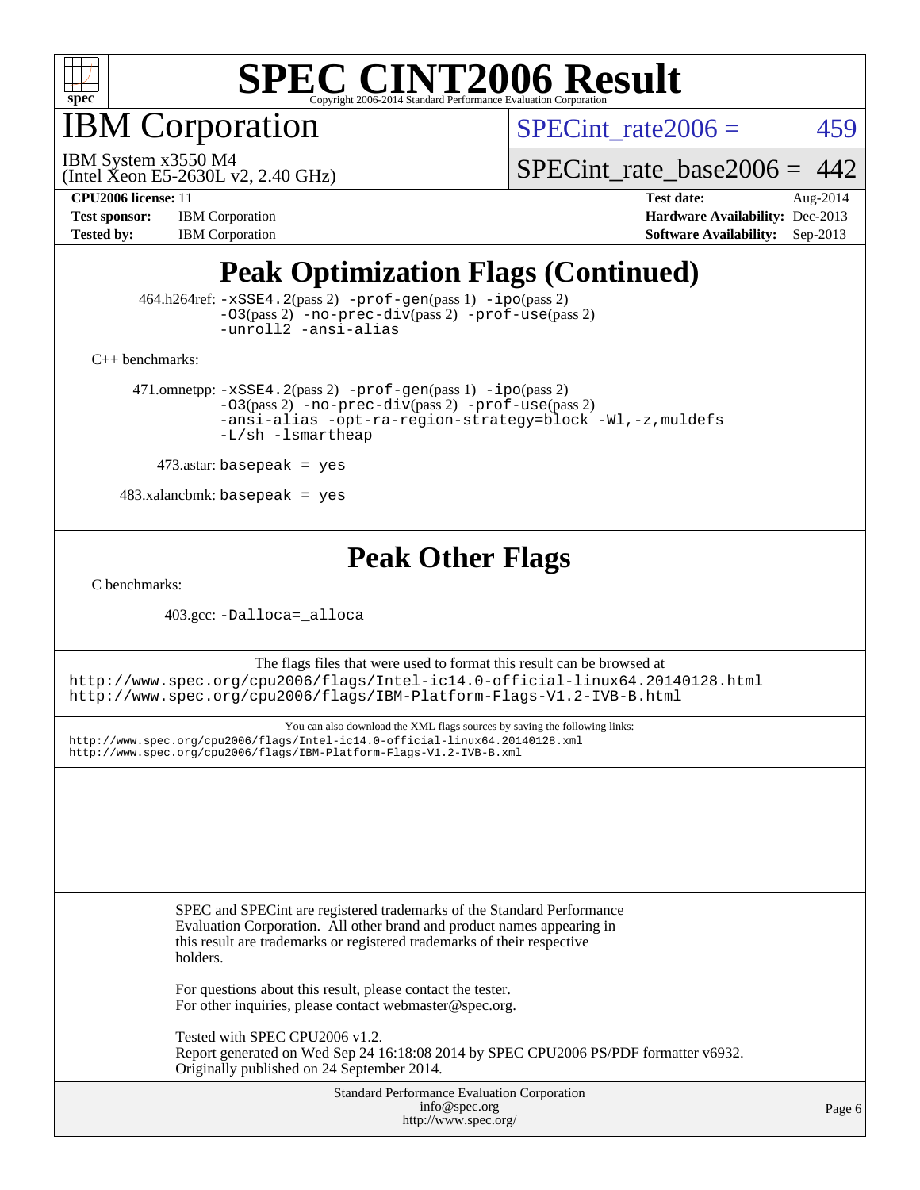# SPEC CINT2006 Result

Copyright 2006-2014 Standard Performance Evaluation Corporation

# IBM Corporation

IBM System x3550 M4
(Intel Xeon E5-2630L v2, 2.40 GHz)

SPECint_rate2006 = 459

SPECint_rate_base2006 = 442

**CPU2006 license:** 11
**Test sponsor:** IBM Corporation
**Tested by:** IBM Corporation

**Test date:** Aug-2014
**Hardware Availability:** Dec-2013
**Software Availability:** Sep-2013

## Peak Optimization Flags (Continued)

464.h264ref: -xSSE4.2(pass 2) -prof-gen(pass 1) -ipo(pass 2) -O3(pass 2) -no-prec-div(pass 2) -prof-use(pass 2) -unroll2 -ansi-alias

C++ benchmarks:

471.omnetpp: -xSSE4.2(pass 2) -prof-gen(pass 1) -ipo(pass 2) -O3(pass 2) -no-prec-div(pass 2) -prof-use(pass 2) -ansi-alias -opt-ra-region-strategy=block -Wl,-z,muldefs -L/sh -lsmartheap

473.astar: basepeak = yes

483.xalancbmk: basepeak = yes

## Peak Other Flags

C benchmarks:

403.gcc: -Dalloca=_alloca

The flags files that were used to format this result can be browsed at
http://www.spec.org/cpu2006/flags/Intel-ic14.0-official-linux64.20140128.html
http://www.spec.org/cpu2006/flags/IBM-Platform-Flags-V1.2-IVB-B.html

You can also download the XML flags sources by saving the following links:
http://www.spec.org/cpu2006/flags/Intel-ic14.0-official-linux64.20140128.xml
http://www.spec.org/cpu2006/flags/IBM-Platform-Flags-V1.2-IVB-B.xml

SPEC and SPECint are registered trademarks of the Standard Performance Evaluation Corporation. All other brand and product names appearing in this result are trademarks or registered trademarks of their respective holders.

For questions about this result, please contact the tester.
For other inquiries, please contact webmaster@spec.org.

Tested with SPEC CPU2006 v1.2.
Report generated on Wed Sep 24 16:18:08 2014 by SPEC CPU2006 PS/PDF formatter v6932.
Originally published on 24 September 2014.

Standard Performance Evaluation Corporation
info@spec.org
http://www.spec.org/